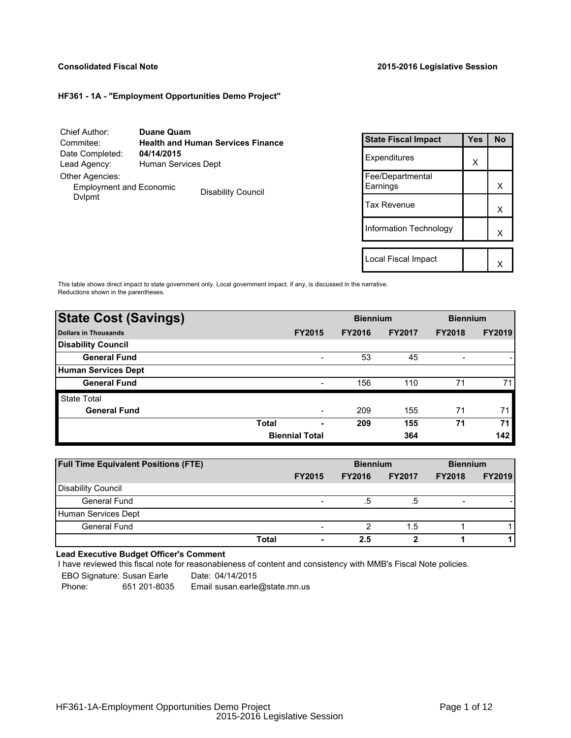**Consolidated Fiscal Note** **2015-2016 Legislative Session**

**HF361 - 1A - "Employment Opportunities Demo Project"**

Chief Author: **Duane Quam**
Commitee: **Health and Human Services Finance**
Date Completed: **04/14/2015**
Lead Agency: Human Services Dept
Other Agencies:
Employment and Economic Dvlpmt
Disability Council

| State Fiscal Impact | Yes | No |
|---|---|---|
| Expenditures | X | |
| Fee/Departmental Earnings | | X |
| Tax Revenue | | X |
| Information Technology | | X |
| Local Fiscal Impact | | X |

This table shows direct impact to state government only. Local government impact. if any, is discussed in the narrative. Reductions shown in the parentheses.

| State Cost (Savings) | | | Biennium | | Biennium | |
|---|---|---|---|---|---|---|
| **Dollars in Thousands** | | **FY2015** | **FY2016** | **FY2017** | **FY2018** | **FY2019** |
| **Disability Council** | | | | | | |
| **General Fund** | | - | 53 | 45 | - | - |
| **Human Services Dept** | | | | | | |
| **General Fund** | | - | 156 | 110 | 71 | 71 |
| State Total | | | | | | |
| **General Fund** | | - | 209 | 155 | 71 | 71 |
| | **Total** | **-** | **209** | **155** | **71** | **71** |
| | | **Biennial Total** | | **364** | | **142** |

| Full Time Equivalent Positions (FTE) | | | Biennium | | Biennium | |
|---|---|---|---|---|---|---|
| | | **FY2015** | **FY2016** | **FY2017** | **FY2018** | **FY2019** |
| Disability Council | | | | | | |
| General Fund | | - | .5 | .5 | - | - |
| Human Services Dept | | | | | | |
| General Fund | | - | 2 | 1.5 | 1 | 1 |
| | **Total** | **-** | **2.5** | **2** | **1** | **1** |

**Lead Executive Budget Officer's Comment**

I have reviewed this fiscal note for reasonableness of content and consistency with MMB's Fiscal Note policies.

EBO Signature: Susan Earle Date: 04/14/2015
Phone: 651 201-8035 Email susan.earle@state.mn.us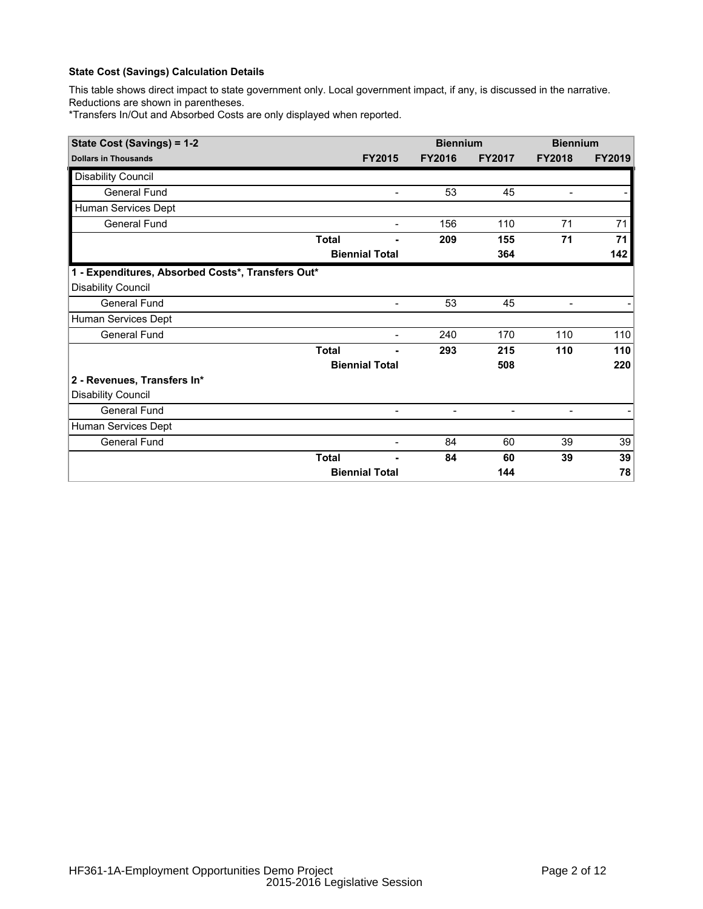### State Cost (Savings) Calculation Details

This table shows direct impact to state government only. Local government impact, if any, is discussed in the narrative. Reductions are shown in parentheses.
*Transfers In/Out and Absorbed Costs are only displayed when reported.

| State Cost (Savings) = 1-2 | | | Biennium | | Biennium | |
|---|---|---|---|---|---|---|
| **Dollars in Thousands** | | **FY2015** | **FY2016** | **FY2017** | **FY2018** | **FY2019** |
| Disability Council | | | | | | |
| General Fund | | - | 53 | 45 | - | - |
| Human Services Dept | | | | | | |
| General Fund | | - | 156 | 110 | 71 | 71 |
| | **Total** | **-** | **209** | **155** | **71** | **71** |
| | **Biennial Total** | | | **364** | | **142** |
| **1 - Expenditures, Absorbed Costs*, Transfers Out*** | | | | | | |
| Disability Council | | | | | | |
| General Fund | | - | 53 | 45 | - | - |
| Human Services Dept | | | | | | |
| General Fund | | - | 240 | 170 | 110 | 110 |
| | **Total** | **-** | **293** | **215** | **110** | **110** |
| | **Biennial Total** | | | **508** | | **220** |
| **2 - Revenues, Transfers In*** | | | | | | |
| Disability Council | | | | | | |
| General Fund | | - | - | - | - | - |
| Human Services Dept | | | | | | |
| General Fund | | - | 84 | 60 | 39 | 39 |
| | **Total** | **-** | **84** | **60** | **39** | **39** |
| | **Biennial Total** | | | **144** | | **78** |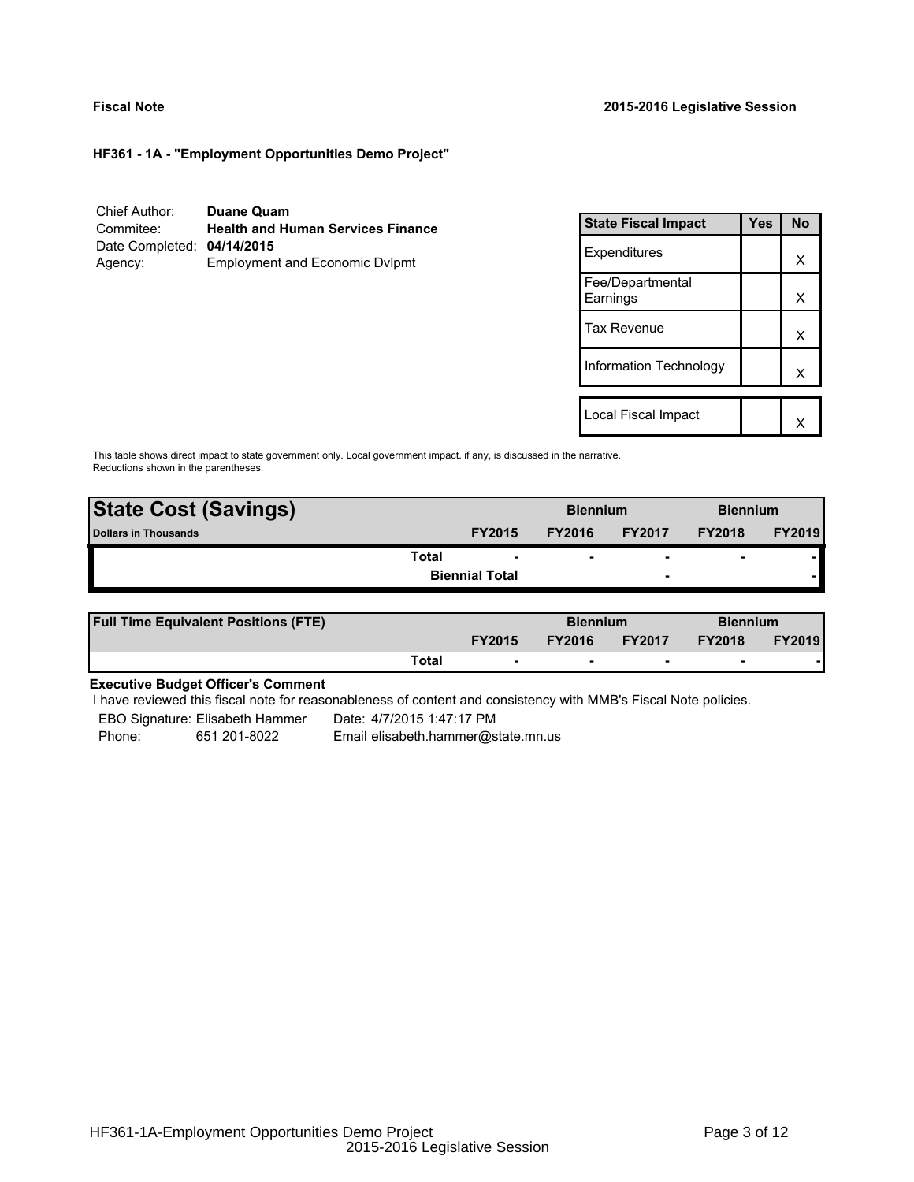**Fiscal Note** **2015-2016 Legislative Session**

**HF361 - 1A - "Employment Opportunities Demo Project"**

| | |
|---|---|
| Chief Author: | **Duane Quam** |
| Commitee: | **Health and Human Services Finance** |
| Date Completed: | **04/14/2015** |
| Agency: | Employment and Economic Dvlpmt |

| State Fiscal Impact | Yes | No |
|---|---|---|
| Expenditures | | X |
| Fee/Departmental Earnings | | X |
| Tax Revenue | | X |
| Information Technology | | X |
| | | |
| Local Fiscal Impact | | X |

This table shows direct impact to state government only. Local government impact. if any, is discussed in the narrative. Reductions shown in the parentheses.

| **State Cost (Savings)** | | **Biennium** | | **Biennium** | |
|---|---|---|---|---|---|
| **Dollars in Thousands** | **FY2015** | **FY2016** | **FY2017** | **FY2018** | **FY2019** |
| **Total** | - | - | - | - | - |
| **Biennial Total** | | | - | | - |

| **Full Time Equivalent Positions (FTE)** | | **Biennium** | | **Biennium** | |
|---|---|---|---|---|---|
| | **FY2015** | **FY2016** | **FY2017** | **FY2018** | **FY2019** |
| **Total** | - | - | - | - | - |

**Executive Budget Officer's Comment**

I have reviewed this fiscal note for reasonableness of content and consistency with MMB's Fiscal Note policies.

EBO Signature: Elisabeth Hammer  Date: 4/7/2015 1:47:17 PM

Phone: 651 201-8022  Email elisabeth.hammer@state.mn.us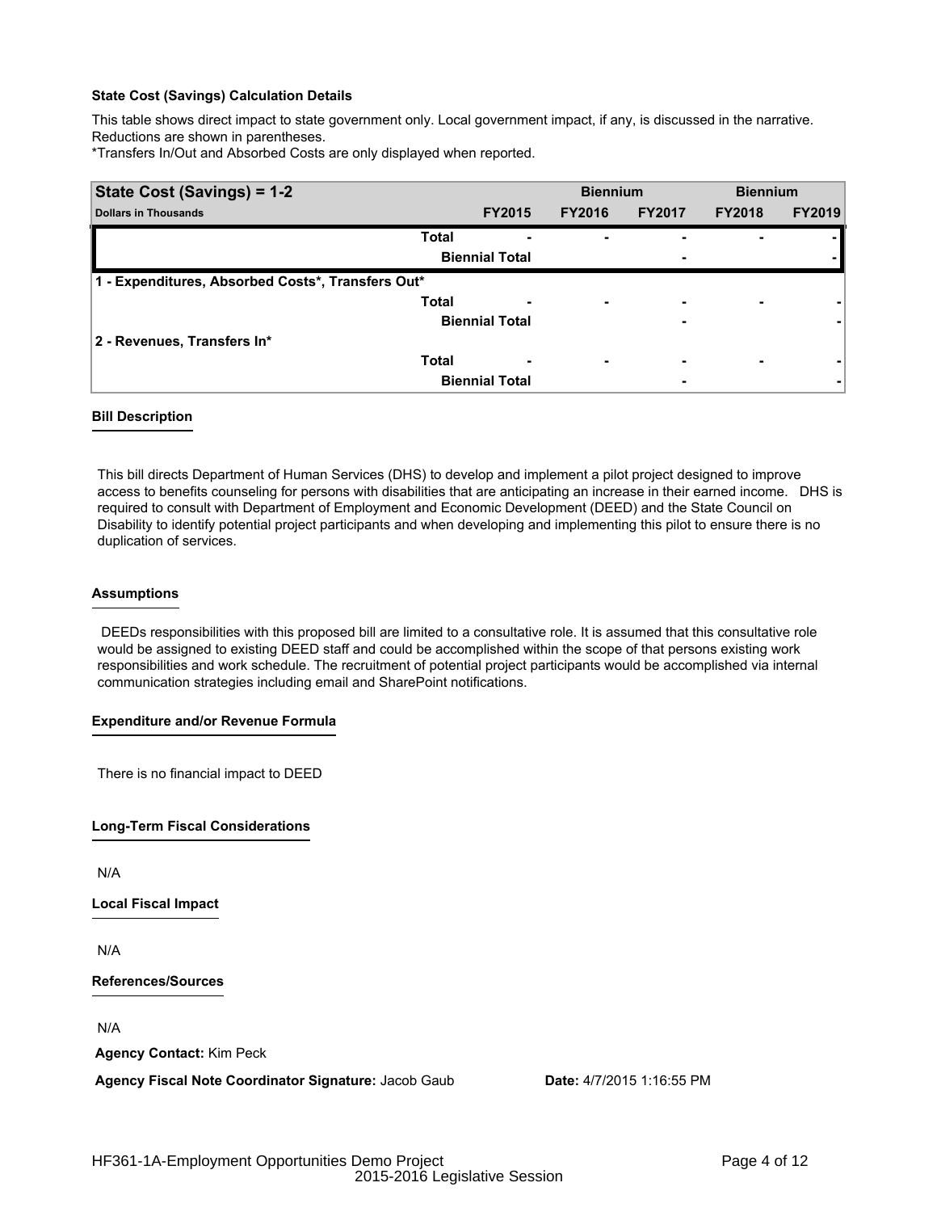**State Cost (Savings) Calculation Details**

This table shows direct impact to state government only. Local government impact, if any, is discussed in the narrative. Reductions are shown in parentheses.

*Transfers In/Out and Absorbed Costs are only displayed when reported.

| State Cost (Savings) = 1-2 | | Biennium | | Biennium | |
|---|---|---|---|---|---|
| Dollars in Thousands | FY2015 | FY2016 | FY2017 | FY2018 | FY2019 |
| Total | - | - | - | - | - |
| Biennial Total | | | - | | - |
| **1 - Expenditures, Absorbed Costs*, Transfers Out*** | | | | | |
| Total | - | - | - | - | - |
| Biennial Total | | | - | | - |
| **2 - Revenues, Transfers In*** | | | | | |
| Total | - | - | - | - | - |
| Biennial Total | | | - | | - |

**Bill Description**

This bill directs Department of Human Services (DHS) to develop and implement a pilot project designed to improve access to benefits counseling for persons with disabilities that are anticipating an increase in their earned income. DHS is required to consult with Department of Employment and Economic Development (DEED) and the State Council on Disability to identify potential project participants and when developing and implementing this pilot to ensure there is no duplication of services.

**Assumptions**

DEEDs responsibilities with this proposed bill are limited to a consultative role. It is assumed that this consultative role would be assigned to existing DEED staff and could be accomplished within the scope of that persons existing work responsibilities and work schedule. The recruitment of potential project participants would be accomplished via internal communication strategies including email and SharePoint notifications.

**Expenditure and/or Revenue Formula**

There is no financial impact to DEED

**Long-Term Fiscal Considerations**

N/A

**Local Fiscal Impact**

N/A

**References/Sources**

N/A

**Agency Contact:** Kim Peck

**Agency Fiscal Note Coordinator Signature:** Jacob Gaub **Date:** 4/7/2015 1:16:55 PM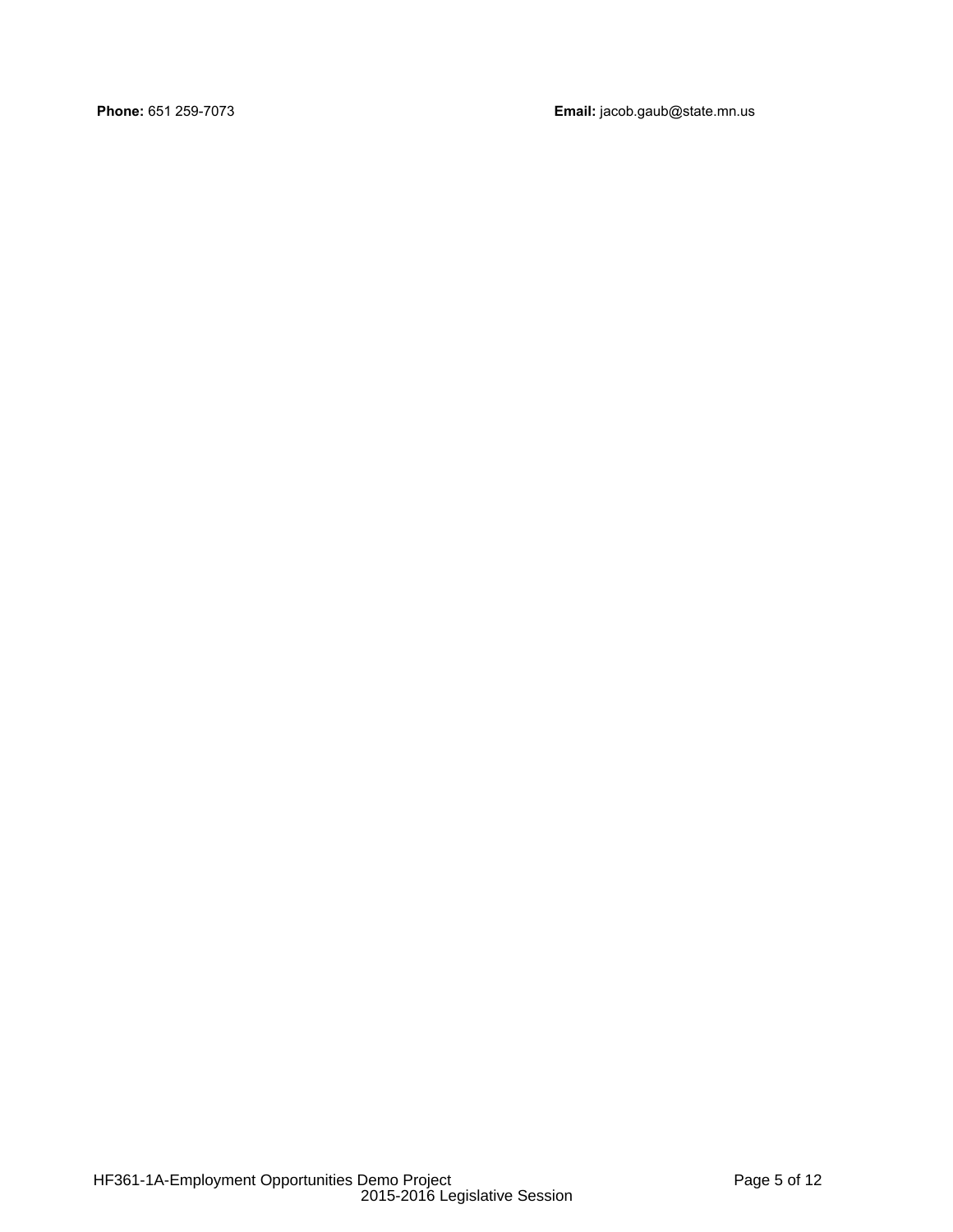**Phone:** 651 259-7073 **Email:** jacob.gaub@state.mn.us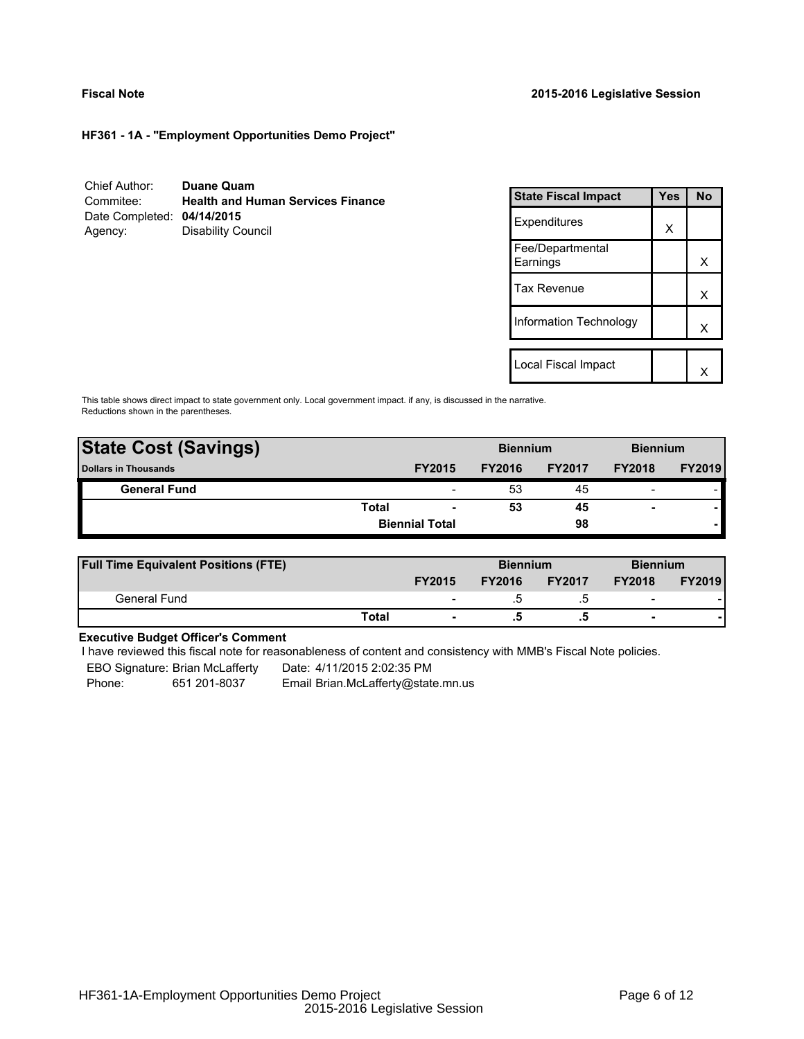**Fiscal Note** **2015-2016 Legislative Session**

**HF361 - 1A - "Employment Opportunities Demo Project"**

Chief Author: **Duane Quam**
Commitee: **Health and Human Services Finance**
Date Completed: **04/14/2015**
Agency: Disability Council

| State Fiscal Impact | Yes | No |
|---|---|---|
| Expenditures | X | |
| Fee/Departmental Earnings | | X |
| Tax Revenue | | X |
| Information Technology | | X |
| Local Fiscal Impact | | X |

This table shows direct impact to state government only. Local government impact. if any, is discussed in the narrative. Reductions shown in the parentheses.

| State Cost (Savings) | | Biennium | | Biennium | |
|---|---|---|---|---|---|
| Dollars in Thousands | FY2015 | FY2016 | FY2017 | FY2018 | FY2019 |
| General Fund | - | 53 | 45 | - | - |
| Total | - | 53 | 45 | - | - |
| Biennial Total | | | 98 | | - |

| Full Time Equivalent Positions (FTE) | | Biennium | | Biennium | |
|---|---|---|---|---|---|
| | FY2015 | FY2016 | FY2017 | FY2018 | FY2019 |
| General Fund | - | .5 | .5 | - | - |
| Total | - | .5 | .5 | - | - |

**Executive Budget Officer's Comment**

I have reviewed this fiscal note for reasonableness of content and consistency with MMB's Fiscal Note policies.

EBO Signature: Brian McLafferty Date: 4/11/2015 2:02:35 PM
Phone: 651 201-8037 Email Brian.McLafferty@state.mn.us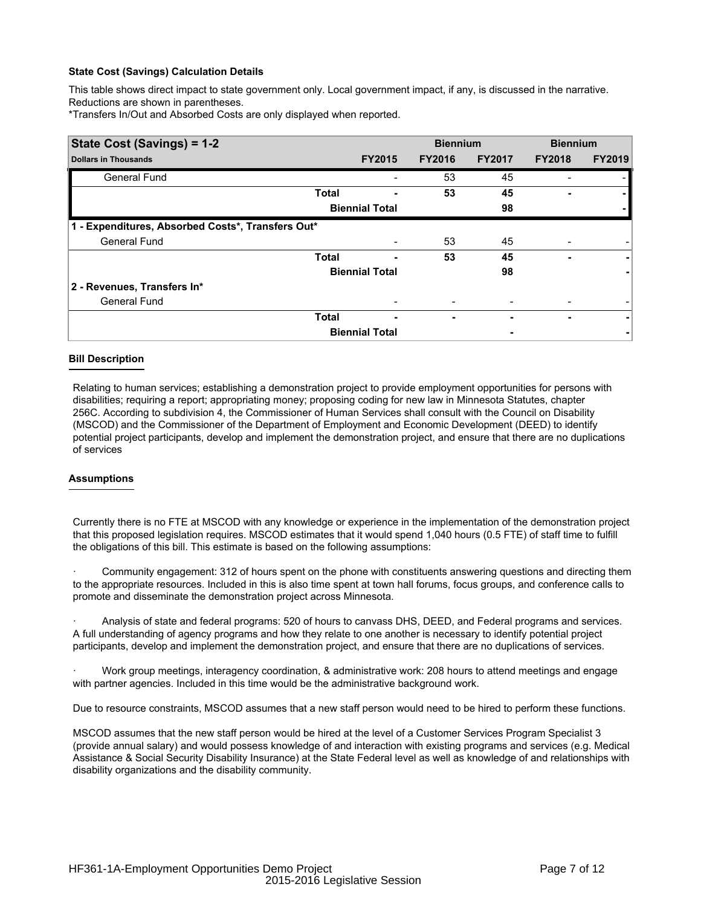**State Cost (Savings) Calculation Details**

This table shows direct impact to state government only. Local government impact, if any, is discussed in the narrative. Reductions are shown in parentheses.

*Transfers In/Out and Absorbed Costs are only displayed when reported.

| State Cost (Savings) = 1-2 | | Biennium | | Biennium | |
|---|---|---|---|---|---|
| **Dollars in Thousands** | **FY2015** | **FY2016** | **FY2017** | **FY2018** | **FY2019** |
| General Fund | - | 53 | 45 | - | - |
| **Total** | **-** | **53** | **45** | **-** | **-** |
| **Biennial Total** | | | **98** | | **-** |
| **1 - Expenditures, Absorbed Costs*, Transfers Out*** | | | | | |
| General Fund | - | 53 | 45 | - | - |
| **Total** | **-** | **53** | **45** | **-** | **-** |
| **Biennial Total** | | | **98** | | **-** |
| **2 - Revenues, Transfers In*** | | | | | |
| General Fund | - | - | - | - | - |
| **Total** | **-** | **-** | **-** | **-** | **-** |
| **Biennial Total** | | | **-** | | **-** |

**Bill Description**

Relating to human services; establishing a demonstration project to provide employment opportunities for persons with disabilities; requiring a report; appropriating money; proposing coding for new law in Minnesota Statutes, chapter 256C. According to subdivision 4, the Commissioner of Human Services shall consult with the Council on Disability (MSCOD) and the Commissioner of the Department of Employment and Economic Development (DEED) to identify potential project participants, develop and implement the demonstration project, and ensure that there are no duplications of services

**Assumptions**

Currently there is no FTE at MSCOD with any knowledge or experience in the implementation of the demonstration project that this proposed legislation requires. MSCOD estimates that it would spend 1,040 hours (0.5 FTE) of staff time to fulfill the obligations of this bill. This estimate is based on the following assumptions:

· Community engagement: 312 of hours spent on the phone with constituents answering questions and directing them to the appropriate resources. Included in this is also time spent at town hall forums, focus groups, and conference calls to promote and disseminate the demonstration project across Minnesota.

· Analysis of state and federal programs: 520 of hours to canvass DHS, DEED, and Federal programs and services. A full understanding of agency programs and how they relate to one another is necessary to identify potential project participants, develop and implement the demonstration project, and ensure that there are no duplications of services.

· Work group meetings, interagency coordination, & administrative work: 208 hours to attend meetings and engage with partner agencies. Included in this time would be the administrative background work.

Due to resource constraints, MSCOD assumes that a new staff person would need to be hired to perform these functions.

MSCOD assumes that the new staff person would be hired at the level of a Customer Services Program Specialist 3 (provide annual salary) and would possess knowledge of and interaction with existing programs and services (e.g. Medical Assistance & Social Security Disability Insurance) at the State Federal level as well as knowledge of and relationships with disability organizations and the disability community.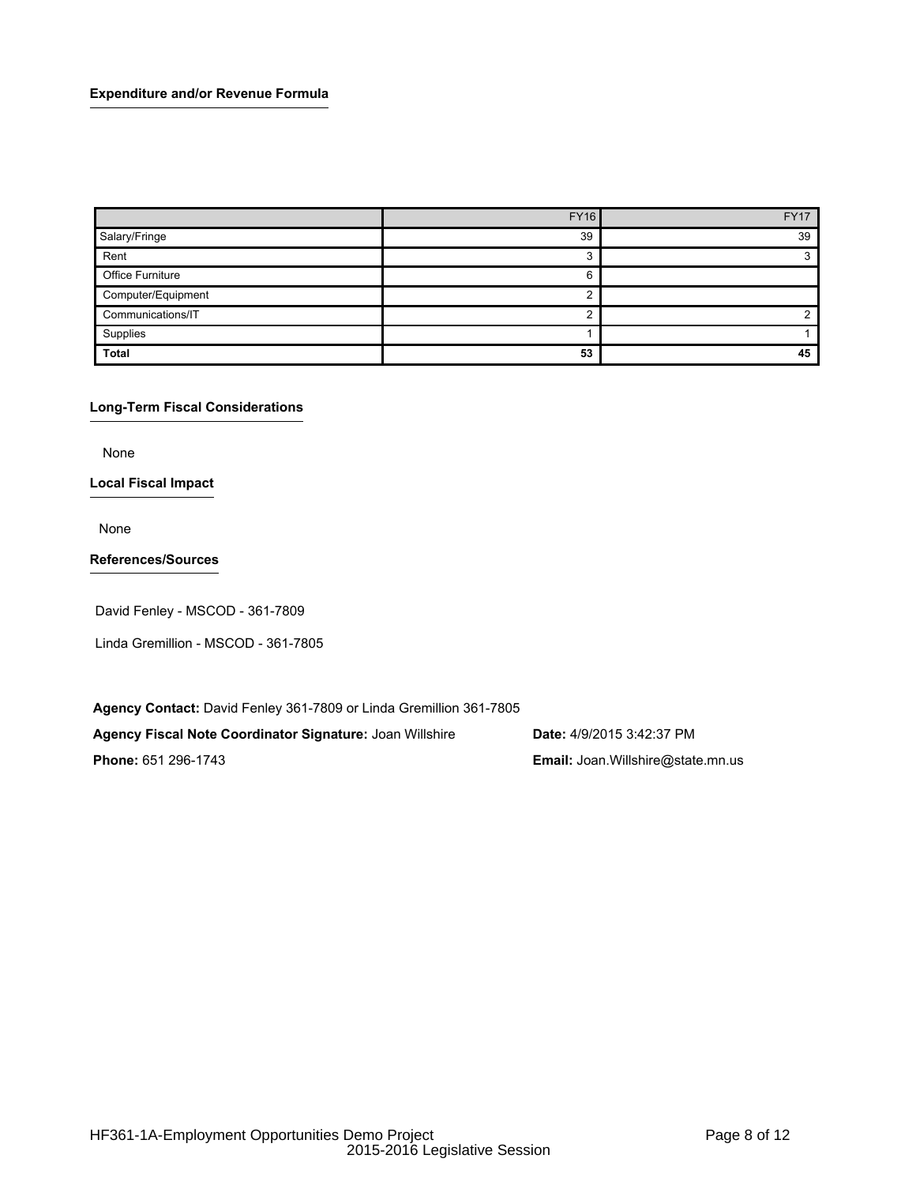### Expenditure and/or Revenue Formula

| | FY16 | FY17 |
|---|---|---|
| Salary/Fringe | 39 | 39 |
| Rent | 3 | 3 |
| Office Furniture | 6 | |
| Computer/Equipment | 2 | |
| Communications/IT | 2 | 2 |
| Supplies | 1 | 1 |
| **Total** | **53** | **45** |

### Long-Term Fiscal Considerations

None

### Local Fiscal Impact

None

### References/Sources

David Fenley - MSCOD - 361-7809

Linda Gremillion - MSCOD - 361-7805

**Agency Contact:** David Fenley 361-7809 or Linda Gremillion 361-7805

**Agency Fiscal Note Coordinator Signature:** Joan Willshire

**Date:** 4/9/2015 3:42:37 PM

**Phone:** 651 296-1743

**Email:** Joan.Willshire@state.mn.us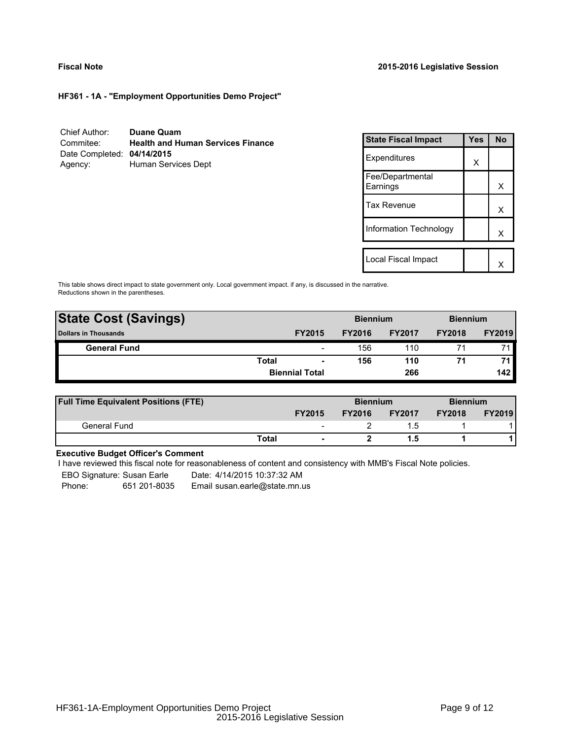**Fiscal Note** **2015-2016 Legislative Session**

**HF361 - 1A - "Employment Opportunities Demo Project"**

Chief Author: **Duane Quam**
Commitee: **Health and Human Services Finance**
Date Completed: **04/14/2015**
Agency: Human Services Dept

| State Fiscal Impact | Yes | No |
|---|---|---|
| Expenditures | X | |
| Fee/Departmental Earnings | | X |
| Tax Revenue | | X |
| Information Technology | | X |
| Local Fiscal Impact | | X |

This table shows direct impact to state government only. Local government impact. if any, is discussed in the narrative. Reductions shown in the parentheses.

| **State Cost (Savings)** | | Biennium | | Biennium | |
|---|---|---|---|---|---|
| **Dollars in Thousands** | **FY2015** | **FY2016** | **FY2017** | **FY2018** | **FY2019** |
| **General Fund** | - | 156 | 110 | 71 | 71 |
| **Total** | **-** | **156** | **110** | **71** | **71** |
| **Biennial Total** | | | **266** | | **142** |

| **Full Time Equivalent Positions (FTE)** | | Biennium | | Biennium | |
|---|---|---|---|---|---|
| | **FY2015** | **FY2016** | **FY2017** | **FY2018** | **FY2019** |
| General Fund | - | 2 | 1.5 | 1 | 1 |
| **Total** | **-** | **2** | **1.5** | **1** | **1** |

**Executive Budget Officer's Comment**

I have reviewed this fiscal note for reasonableness of content and consistency with MMB's Fiscal Note policies.

EBO Signature: Susan Earle   Date: 4/14/2015 10:37:32 AM
Phone: 651 201-8035   Email susan.earle@state.mn.us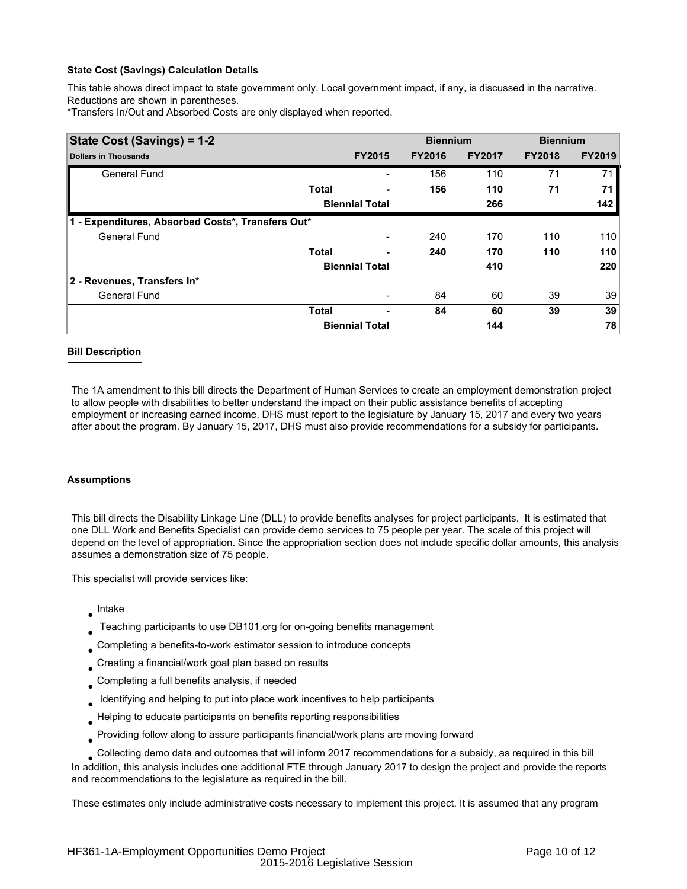**State Cost (Savings) Calculation Details**

This table shows direct impact to state government only. Local government impact, if any, is discussed in the narrative. Reductions are shown in parentheses.

*Transfers In/Out and Absorbed Costs are only displayed when reported.

| State Cost (Savings) = 1-2 | | | Biennium | | Biennium | |
|---|---|---|---|---|---|---|
| Dollars in Thousands | | FY2015 | FY2016 | FY2017 | FY2018 | FY2019 |
| General Fund | | - | 156 | 110 | 71 | 71 |
| | **Total** | **-** | **156** | **110** | **71** | **71** |
| | **Biennial Total** | | | **266** | | **142** |
| **1 - Expenditures, Absorbed Costs*, Transfers Out*** | | | | | | |
| General Fund | | - | 240 | 170 | 110 | 110 |
| | **Total** | **-** | **240** | **170** | **110** | **110** |
| | **Biennial Total** | | | **410** | | **220** |
| **2 - Revenues, Transfers In*** | | | | | | |
| General Fund | | - | 84 | 60 | 39 | 39 |
| | **Total** | **-** | **84** | **60** | **39** | **39** |
| | **Biennial Total** | | | **144** | | **78** |

**Bill Description**

The 1A amendment to this bill directs the Department of Human Services to create an employment demonstration project to allow people with disabilities to better understand the impact on their public assistance benefits of accepting employment or increasing earned income. DHS must report to the legislature by January 15, 2017 and every two years after about the program. By January 15, 2017, DHS must also provide recommendations for a subsidy for participants.

**Assumptions**

This bill directs the Disability Linkage Line (DLL) to provide benefits analyses for project participants. It is estimated that one DLL Work and Benefits Specialist can provide demo services to 75 people per year. The scale of this project will depend on the level of appropriation. Since the appropriation section does not include specific dollar amounts, this analysis assumes a demonstration size of 75 people.

This specialist will provide services like:

- Intake
- Teaching participants to use DB101.org for on-going benefits management
- Completing a benefits-to-work estimator session to introduce concepts
- Creating a financial/work goal plan based on results
- Completing a full benefits analysis, if needed
- Identifying and helping to put into place work incentives to help participants
- Helping to educate participants on benefits reporting responsibilities
- Providing follow along to assure participants financial/work plans are moving forward
- Collecting demo data and outcomes that will inform 2017 recommendations for a subsidy, as required in this bill

In addition, this analysis includes one additional FTE through January 2017 to design the project and provide the reports and recommendations to the legislature as required in the bill.

These estimates only include administrative costs necessary to implement this project. It is assumed that any program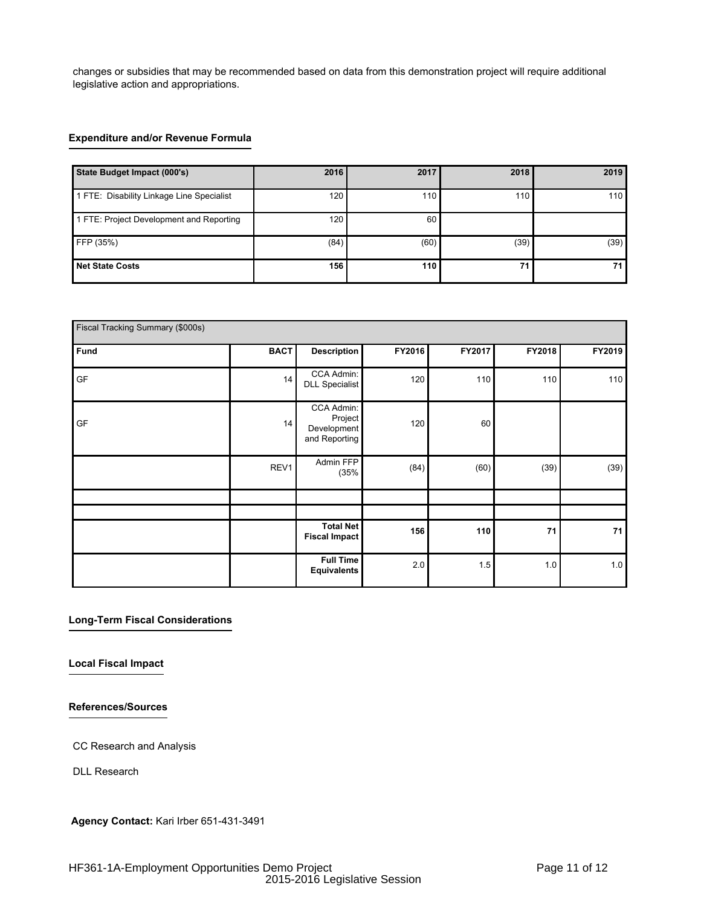changes or subsidies that may be recommended based on data from this demonstration project will require additional legislative action and appropriations.

**Expenditure and/or Revenue Formula**

| State Budget Impact (000's) | 2016 | 2017 | 2018 | 2019 |
|---|---|---|---|---|
| 1 FTE: Disability Linkage Line Specialist | 120 | 110 | 110 | 110 |
| 1 FTE: Project Development and Reporting | 120 | 60 | | |
| FFP (35%) | (84) | (60) | (39) | (39) |
| **Net State Costs** | **156** | **110** | **71** | **71** |

| Fiscal Tracking Summary ($000s) | | | | | | |
|---|---|---|---|---|---|---|
| **Fund** | **BACT** | **Description** | **FY2016** | **FY2017** | **FY2018** | **FY2019** |
| GF | 14 | CCA Admin: DLL Specialist | 120 | 110 | 110 | 110 |
| GF | 14 | CCA Admin: Project Development and Reporting | 120 | 60 | | |
| | REV1 | Admin FFP (35% | (84) | (60) | (39) | (39) |
| | | | | | | |
| | | | | | | |
| | | **Total Net Fiscal Impact** | **156** | **110** | **71** | **71** |
| | | **Full Time Equivalents** | 2.0 | 1.5 | 1.0 | 1.0 |

**Long-Term Fiscal Considerations**

**Local Fiscal Impact**

**References/Sources**

CC Research and Analysis

DLL Research

**Agency Contact:** Kari Irber 651-431-3491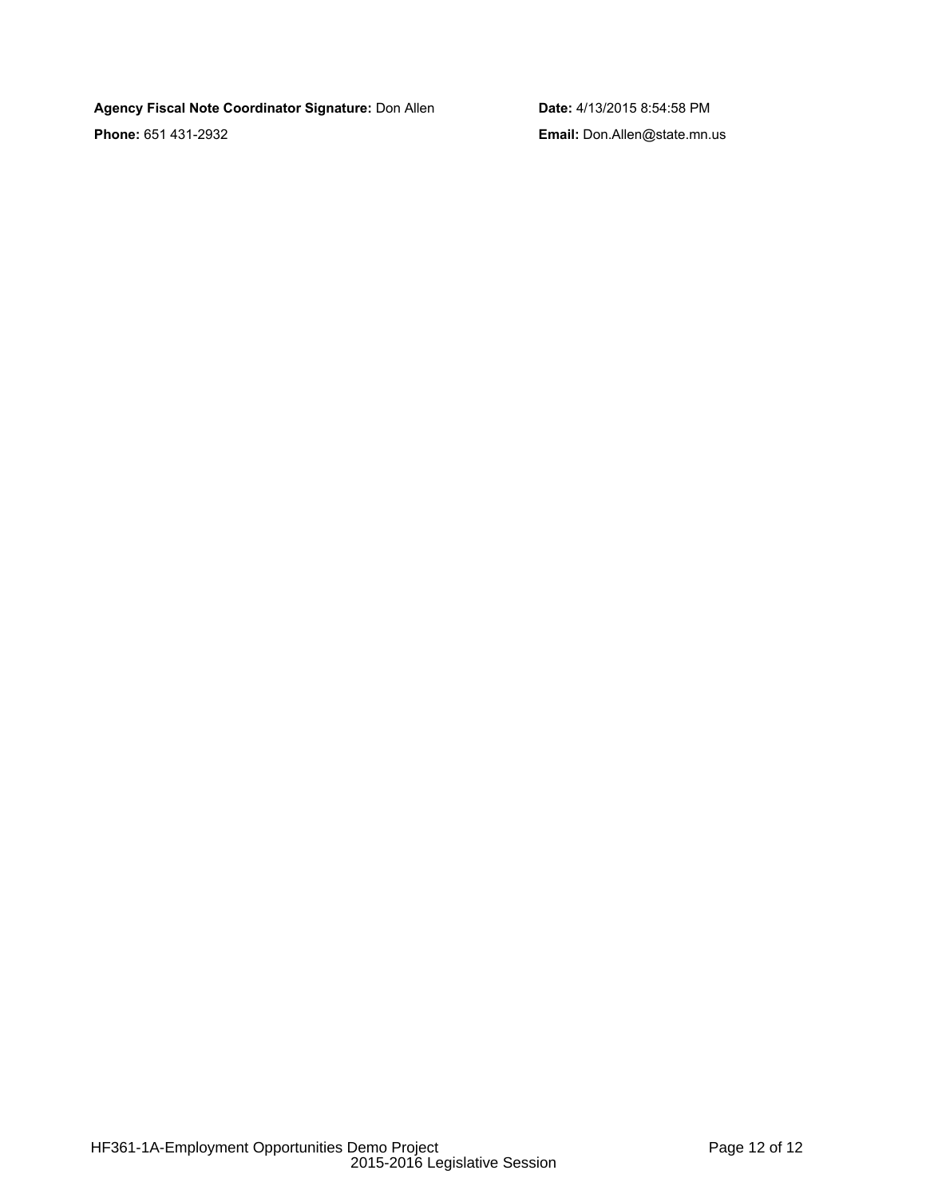**Agency Fiscal Note Coordinator Signature:** Don Allen

**Date:** 4/13/2015 8:54:58 PM

**Phone:** 651 431-2932

**Email:** Don.Allen@state.mn.us